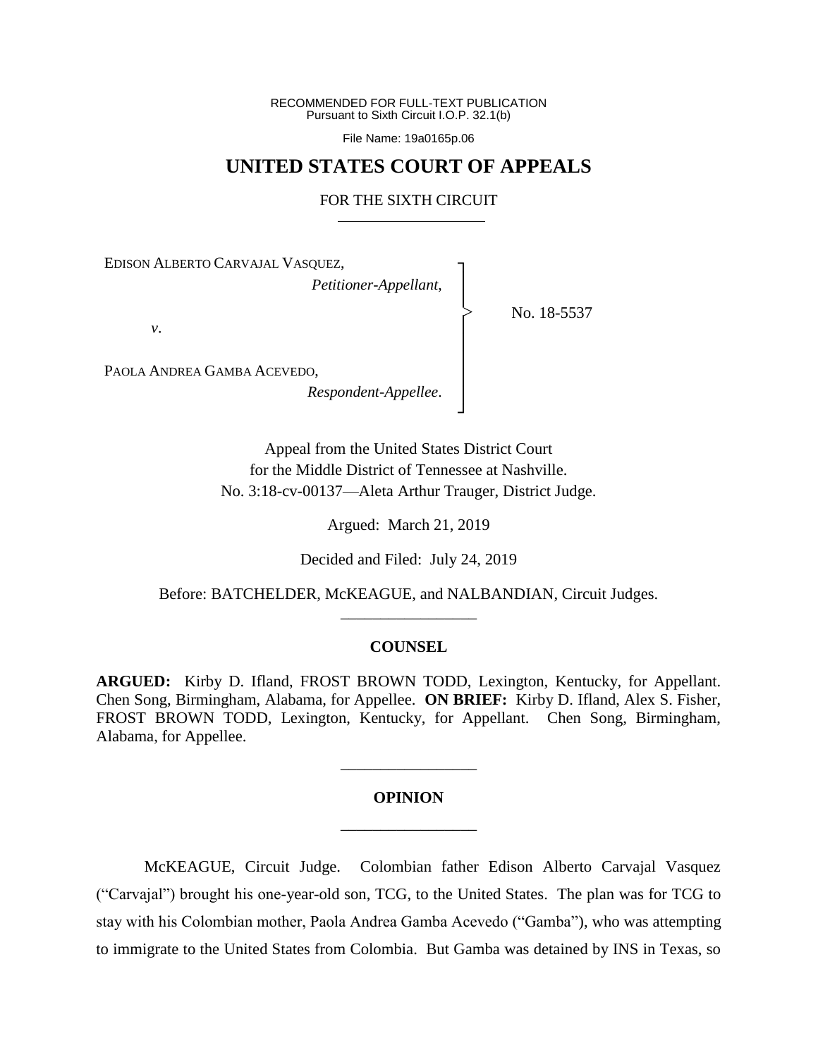RECOMMENDED FOR FULL-TEXT PUBLICATION
Pursuant to Sixth Circuit I.O.P. 32.1(b)

File Name: 19a0165p.06

# UNITED STATES COURT OF APPEALS

## FOR THE SIXTH CIRCUIT

EDISON ALBERTO CARVAJAL VASQUEZ,
*Petitioner-Appellant*,

*v*.

PAOLA ANDREA GAMBA ACEVEDO,
*Respondent-Appellee*.

No. 18-5537

Appeal from the United States District Court
for the Middle District of Tennessee at Nashville.
No. 3:18-cv-00137—Aleta Arthur Trauger, District Judge.

Argued: March 21, 2019

Decided and Filed: July 24, 2019

Before: BATCHELDER, McKEAGUE, and NALBANDIAN, Circuit Judges.

---

### COUNSEL

**ARGUED:** Kirby D. Ifland, FROST BROWN TODD, Lexington, Kentucky, for Appellant. Chen Song, Birmingham, Alabama, for Appellee. **ON BRIEF:** Kirby D. Ifland, Alex S. Fisher, FROST BROWN TODD, Lexington, Kentucky, for Appellant. Chen Song, Birmingham, Alabama, for Appellee.

---

### OPINION

---

McKEAGUE, Circuit Judge. Colombian father Edison Alberto Carvajal Vasquez ("Carvajal") brought his one-year-old son, TCG, to the United States. The plan was for TCG to stay with his Colombian mother, Paola Andrea Gamba Acevedo ("Gamba"), who was attempting to immigrate to the United States from Colombia. But Gamba was detained by INS in Texas, so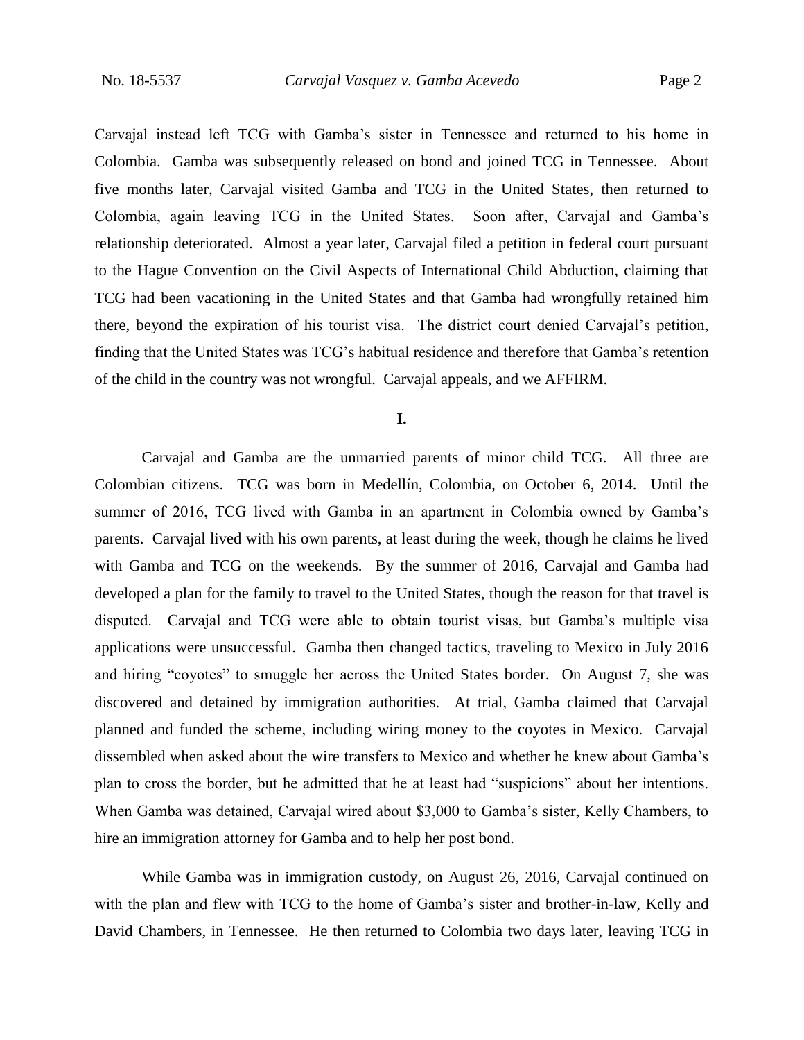Carvajal instead left TCG with Gamba's sister in Tennessee and returned to his home in Colombia. Gamba was subsequently released on bond and joined TCG in Tennessee. About five months later, Carvajal visited Gamba and TCG in the United States, then returned to Colombia, again leaving TCG in the United States. Soon after, Carvajal and Gamba's relationship deteriorated. Almost a year later, Carvajal filed a petition in federal court pursuant to the Hague Convention on the Civil Aspects of International Child Abduction, claiming that TCG had been vacationing in the United States and that Gamba had wrongfully retained him there, beyond the expiration of his tourist visa. The district court denied Carvajal's petition, finding that the United States was TCG's habitual residence and therefore that Gamba's retention of the child in the country was not wrongful. Carvajal appeals, and we AFFIRM.

**I.**

Carvajal and Gamba are the unmarried parents of minor child TCG. All three are Colombian citizens. TCG was born in Medellín, Colombia, on October 6, 2014. Until the summer of 2016, TCG lived with Gamba in an apartment in Colombia owned by Gamba's parents. Carvajal lived with his own parents, at least during the week, though he claims he lived with Gamba and TCG on the weekends. By the summer of 2016, Carvajal and Gamba had developed a plan for the family to travel to the United States, though the reason for that travel is disputed. Carvajal and TCG were able to obtain tourist visas, but Gamba's multiple visa applications were unsuccessful. Gamba then changed tactics, traveling to Mexico in July 2016 and hiring "coyotes" to smuggle her across the United States border. On August 7, she was discovered and detained by immigration authorities. At trial, Gamba claimed that Carvajal planned and funded the scheme, including wiring money to the coyotes in Mexico. Carvajal dissembled when asked about the wire transfers to Mexico and whether he knew about Gamba's plan to cross the border, but he admitted that he at least had "suspicions" about her intentions. When Gamba was detained, Carvajal wired about $3,000 to Gamba's sister, Kelly Chambers, to hire an immigration attorney for Gamba and to help her post bond.

While Gamba was in immigration custody, on August 26, 2016, Carvajal continued on with the plan and flew with TCG to the home of Gamba's sister and brother-in-law, Kelly and David Chambers, in Tennessee. He then returned to Colombia two days later, leaving TCG in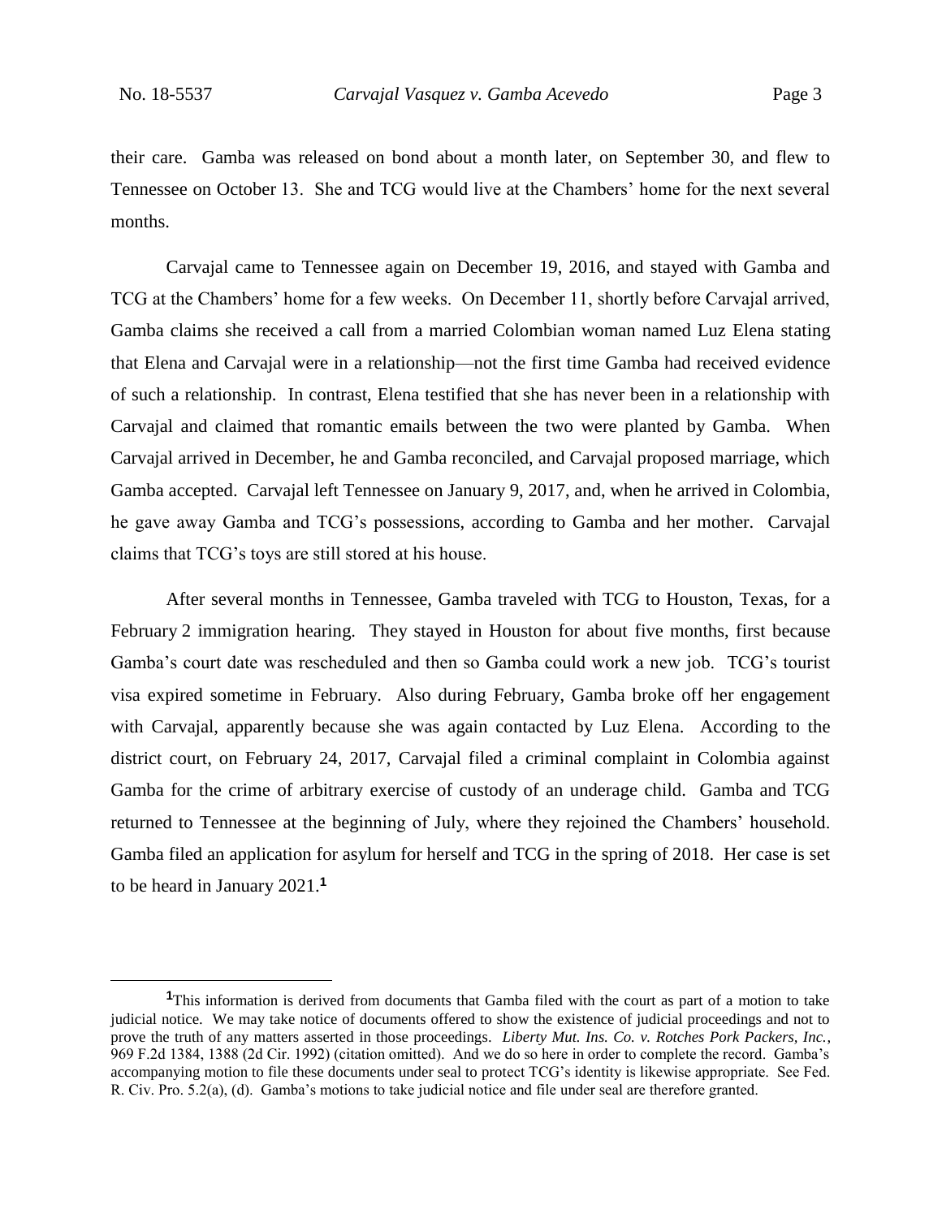their care. Gamba was released on bond about a month later, on September 30, and flew to Tennessee on October 13. She and TCG would live at the Chambers' home for the next several months.

Carvajal came to Tennessee again on December 19, 2016, and stayed with Gamba and TCG at the Chambers' home for a few weeks. On December 11, shortly before Carvajal arrived, Gamba claims she received a call from a married Colombian woman named Luz Elena stating that Elena and Carvajal were in a relationship—not the first time Gamba had received evidence of such a relationship. In contrast, Elena testified that she has never been in a relationship with Carvajal and claimed that romantic emails between the two were planted by Gamba. When Carvajal arrived in December, he and Gamba reconciled, and Carvajal proposed marriage, which Gamba accepted. Carvajal left Tennessee on January 9, 2017, and, when he arrived in Colombia, he gave away Gamba and TCG's possessions, according to Gamba and her mother. Carvajal claims that TCG's toys are still stored at his house.

After several months in Tennessee, Gamba traveled with TCG to Houston, Texas, for a February 2 immigration hearing. They stayed in Houston for about five months, first because Gamba's court date was rescheduled and then so Gamba could work a new job. TCG's tourist visa expired sometime in February. Also during February, Gamba broke off her engagement with Carvajal, apparently because she was again contacted by Luz Elena. According to the district court, on February 24, 2017, Carvajal filed a criminal complaint in Colombia against Gamba for the crime of arbitrary exercise of custody of an underage child. Gamba and TCG returned to Tennessee at the beginning of July, where they rejoined the Chambers' household. Gamba filed an application for asylum for herself and TCG in the spring of 2018. Her case is set to be heard in January 2021.[1]

---

[1]This information is derived from documents that Gamba filed with the court as part of a motion to take judicial notice. We may take notice of documents offered to show the existence of judicial proceedings and not to prove the truth of any matters asserted in those proceedings. *Liberty Mut. Ins. Co. v. Rotches Pork Packers, Inc.*, 969 F.2d 1384, 1388 (2d Cir. 1992) (citation omitted). And we do so here in order to complete the record. Gamba's accompanying motion to file these documents under seal to protect TCG's identity is likewise appropriate. See Fed. R. Civ. Pro. 5.2(a), (d). Gamba's motions to take judicial notice and file under seal are therefore granted.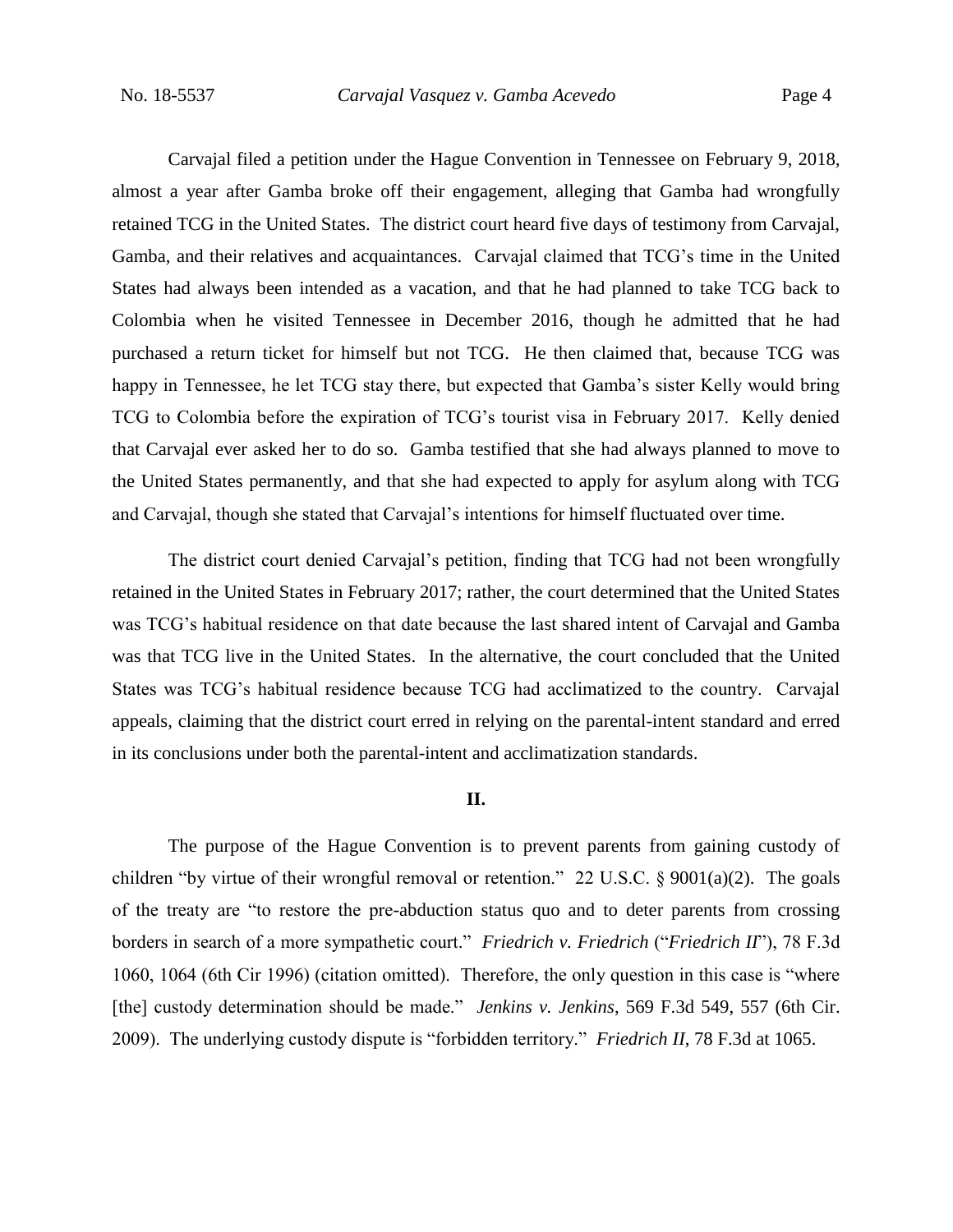Carvajal filed a petition under the Hague Convention in Tennessee on February 9, 2018, almost a year after Gamba broke off their engagement, alleging that Gamba had wrongfully retained TCG in the United States. The district court heard five days of testimony from Carvajal, Gamba, and their relatives and acquaintances. Carvajal claimed that TCG's time in the United States had always been intended as a vacation, and that he had planned to take TCG back to Colombia when he visited Tennessee in December 2016, though he admitted that he had purchased a return ticket for himself but not TCG. He then claimed that, because TCG was happy in Tennessee, he let TCG stay there, but expected that Gamba's sister Kelly would bring TCG to Colombia before the expiration of TCG's tourist visa in February 2017. Kelly denied that Carvajal ever asked her to do so. Gamba testified that she had always planned to move to the United States permanently, and that she had expected to apply for asylum along with TCG and Carvajal, though she stated that Carvajal's intentions for himself fluctuated over time.

The district court denied Carvajal's petition, finding that TCG had not been wrongfully retained in the United States in February 2017; rather, the court determined that the United States was TCG's habitual residence on that date because the last shared intent of Carvajal and Gamba was that TCG live in the United States. In the alternative, the court concluded that the United States was TCG's habitual residence because TCG had acclimatized to the country. Carvajal appeals, claiming that the district court erred in relying on the parental-intent standard and erred in its conclusions under both the parental-intent and acclimatization standards.

## II.

The purpose of the Hague Convention is to prevent parents from gaining custody of children "by virtue of their wrongful removal or retention." 22 U.S.C. § 9001(a)(2). The goals of the treaty are "to restore the pre-abduction status quo and to deter parents from crossing borders in search of a more sympathetic court." *Friedrich v. Friedrich* ("*Friedrich II*"), 78 F.3d 1060, 1064 (6th Cir 1996) (citation omitted). Therefore, the only question in this case is "where [the] custody determination should be made." *Jenkins v. Jenkins*, 569 F.3d 549, 557 (6th Cir. 2009). The underlying custody dispute is "forbidden territory." *Friedrich II*, 78 F.3d at 1065.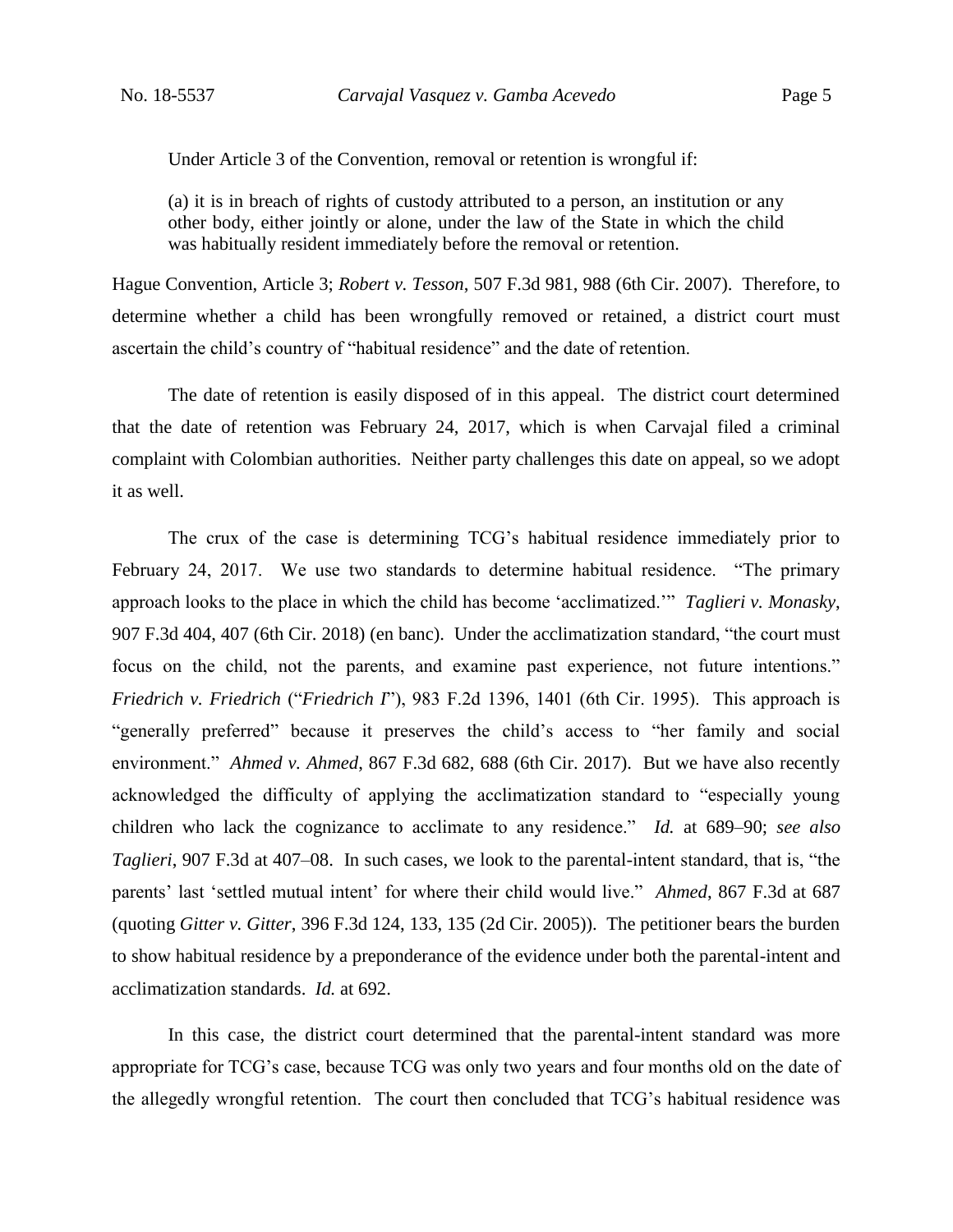Under Article 3 of the Convention, removal or retention is wrongful if:

> (a) it is in breach of rights of custody attributed to a person, an institution or any other body, either jointly or alone, under the law of the State in which the child was habitually resident immediately before the removal or retention.

Hague Convention, Article 3; *Robert v. Tesson*, 507 F.3d 981, 988 (6th Cir. 2007). Therefore, to determine whether a child has been wrongfully removed or retained, a district court must ascertain the child's country of "habitual residence" and the date of retention.

The date of retention is easily disposed of in this appeal. The district court determined that the date of retention was February 24, 2017, which is when Carvajal filed a criminal complaint with Colombian authorities. Neither party challenges this date on appeal, so we adopt it as well.

The crux of the case is determining TCG's habitual residence immediately prior to February 24, 2017. We use two standards to determine habitual residence. "The primary approach looks to the place in which the child has become 'acclimatized.'" *Taglieri v. Monasky*, 907 F.3d 404, 407 (6th Cir. 2018) (en banc). Under the acclimatization standard, "the court must focus on the child, not the parents, and examine past experience, not future intentions." *Friedrich v. Friedrich* ("*Friedrich I*"), 983 F.2d 1396, 1401 (6th Cir. 1995). This approach is "generally preferred" because it preserves the child's access to "her family and social environment." *Ahmed v. Ahmed*, 867 F.3d 682, 688 (6th Cir. 2017). But we have also recently acknowledged the difficulty of applying the acclimatization standard to "especially young children who lack the cognizance to acclimate to any residence." *Id.* at 689–90; *see also Taglieri*, 907 F.3d at 407–08. In such cases, we look to the parental-intent standard, that is, "the parents' last 'settled mutual intent' for where their child would live." *Ahmed*, 867 F.3d at 687 (quoting *Gitter v. Gitter*, 396 F.3d 124, 133, 135 (2d Cir. 2005)). The petitioner bears the burden to show habitual residence by a preponderance of the evidence under both the parental-intent and acclimatization standards. *Id.* at 692.

In this case, the district court determined that the parental-intent standard was more appropriate for TCG's case, because TCG was only two years and four months old on the date of the allegedly wrongful retention. The court then concluded that TCG's habitual residence was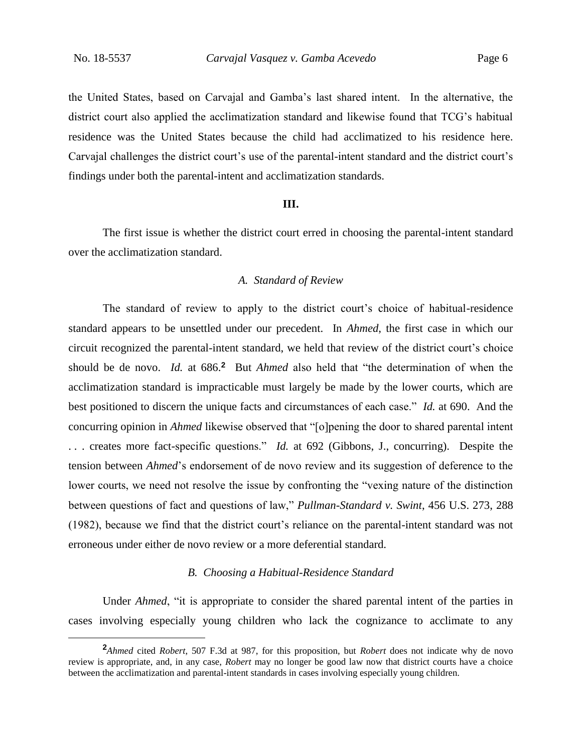the United States, based on Carvajal and Gamba's last shared intent. In the alternative, the district court also applied the acclimatization standard and likewise found that TCG's habitual residence was the United States because the child had acclimatized to his residence here. Carvajal challenges the district court's use of the parental-intent standard and the district court's findings under both the parental-intent and acclimatization standards.

## III.

The first issue is whether the district court erred in choosing the parental-intent standard over the acclimatization standard.

### *A. Standard of Review*

The standard of review to apply to the district court's choice of habitual-residence standard appears to be unsettled under our precedent. In *Ahmed*, the first case in which our circuit recognized the parental-intent standard, we held that review of the district court's choice should be de novo. *Id.* at 686.[2] But *Ahmed* also held that "the determination of when the acclimatization standard is impracticable must largely be made by the lower courts, which are best positioned to discern the unique facts and circumstances of each case." *Id.* at 690. And the concurring opinion in *Ahmed* likewise observed that "[o]pening the door to shared parental intent . . . creates more fact-specific questions." *Id.* at 692 (Gibbons, J., concurring). Despite the tension between *Ahmed*'s endorsement of de novo review and its suggestion of deference to the lower courts, we need not resolve the issue by confronting the "vexing nature of the distinction between questions of fact and questions of law," *Pullman-Standard v. Swint*, 456 U.S. 273, 288 (1982), because we find that the district court's reliance on the parental-intent standard was not erroneous under either de novo review or a more deferential standard.

### *B. Choosing a Habitual-Residence Standard*

Under *Ahmed*, "it is appropriate to consider the shared parental intent of the parties in cases involving especially young children who lack the cognizance to acclimate to any

---

[2] *Ahmed* cited *Robert*, 507 F.3d at 987, for this proposition, but *Robert* does not indicate why de novo review is appropriate, and, in any case, *Robert* may no longer be good law now that district courts have a choice between the acclimatization and parental-intent standards in cases involving especially young children.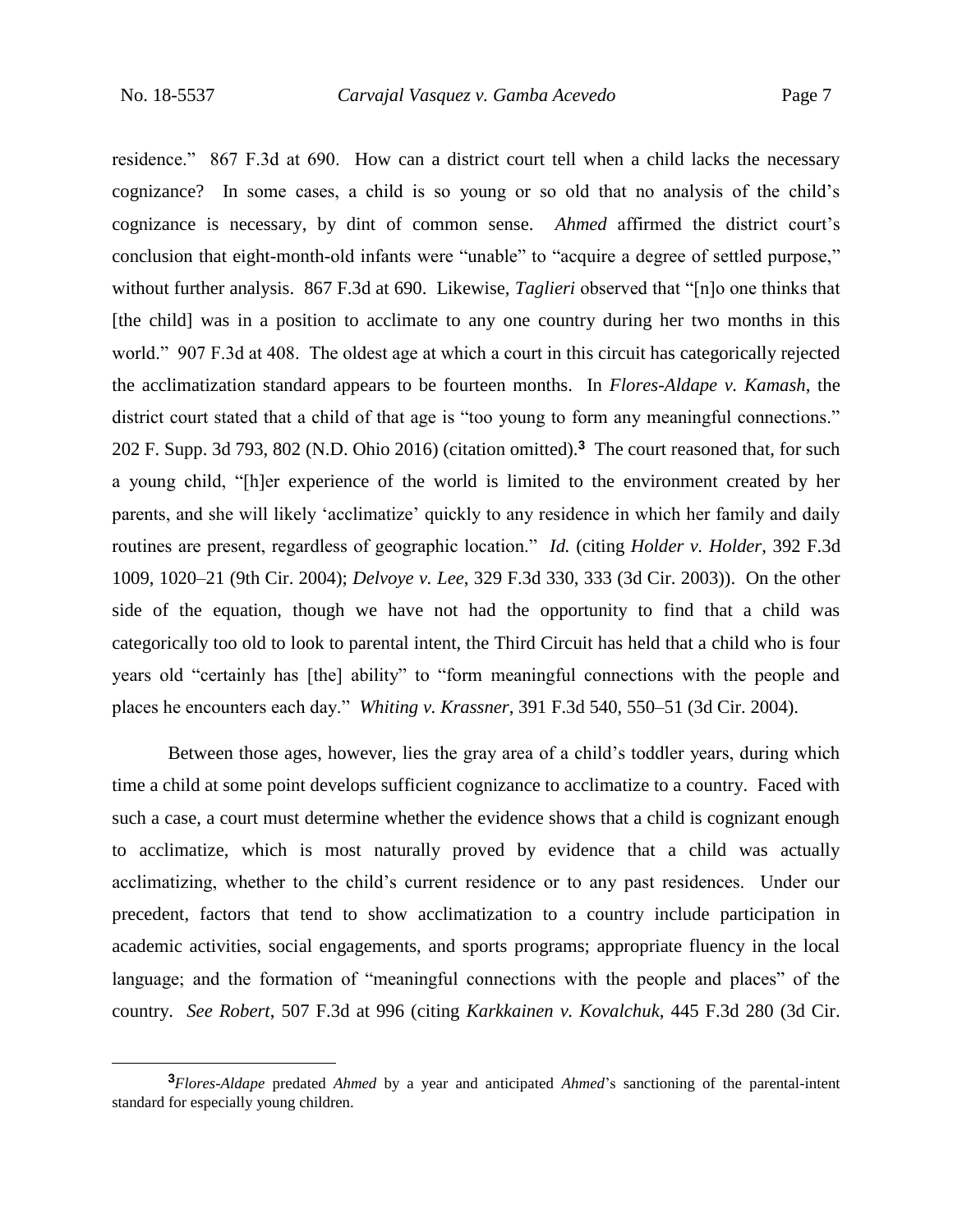residence." 867 F.3d at 690. How can a district court tell when a child lacks the necessary cognizance? In some cases, a child is so young or so old that no analysis of the child's cognizance is necessary, by dint of common sense. *Ahmed* affirmed the district court's conclusion that eight-month-old infants were "unable" to "acquire a degree of settled purpose," without further analysis. 867 F.3d at 690. Likewise, *Taglieri* observed that "[n]o one thinks that [the child] was in a position to acclimate to any one country during her two months in this world." 907 F.3d at 408. The oldest age at which a court in this circuit has categorically rejected the acclimatization standard appears to be fourteen months. In *Flores-Aldape v. Kamash*, the district court stated that a child of that age is "too young to form any meaningful connections." 202 F. Supp. 3d 793, 802 (N.D. Ohio 2016) (citation omitted).[3] The court reasoned that, for such a young child, "[h]er experience of the world is limited to the environment created by her parents, and she will likely 'acclimatize' quickly to any residence in which her family and daily routines are present, regardless of geographic location." *Id.* (citing *Holder v. Holder*, 392 F.3d 1009, 1020–21 (9th Cir. 2004); *Delvoye v. Lee*, 329 F.3d 330, 333 (3d Cir. 2003)). On the other side of the equation, though we have not had the opportunity to find that a child was categorically too old to look to parental intent, the Third Circuit has held that a child who is four years old "certainly has [the] ability" to "form meaningful connections with the people and places he encounters each day." *Whiting v. Krassner*, 391 F.3d 540, 550–51 (3d Cir. 2004).

Between those ages, however, lies the gray area of a child's toddler years, during which time a child at some point develops sufficient cognizance to acclimatize to a country. Faced with such a case, a court must determine whether the evidence shows that a child is cognizant enough to acclimatize, which is most naturally proved by evidence that a child was actually acclimatizing, whether to the child's current residence or to any past residences. Under our precedent, factors that tend to show acclimatization to a country include participation in academic activities, social engagements, and sports programs; appropriate fluency in the local language; and the formation of "meaningful connections with the people and places" of the country. *See Robert*, 507 F.3d at 996 (citing *Karkkainen v. Kovalchuk*, 445 F.3d 280 (3d Cir.

---

[3] *Flores-Aldape* predated *Ahmed* by a year and anticipated *Ahmed*'s sanctioning of the parental-intent standard for especially young children.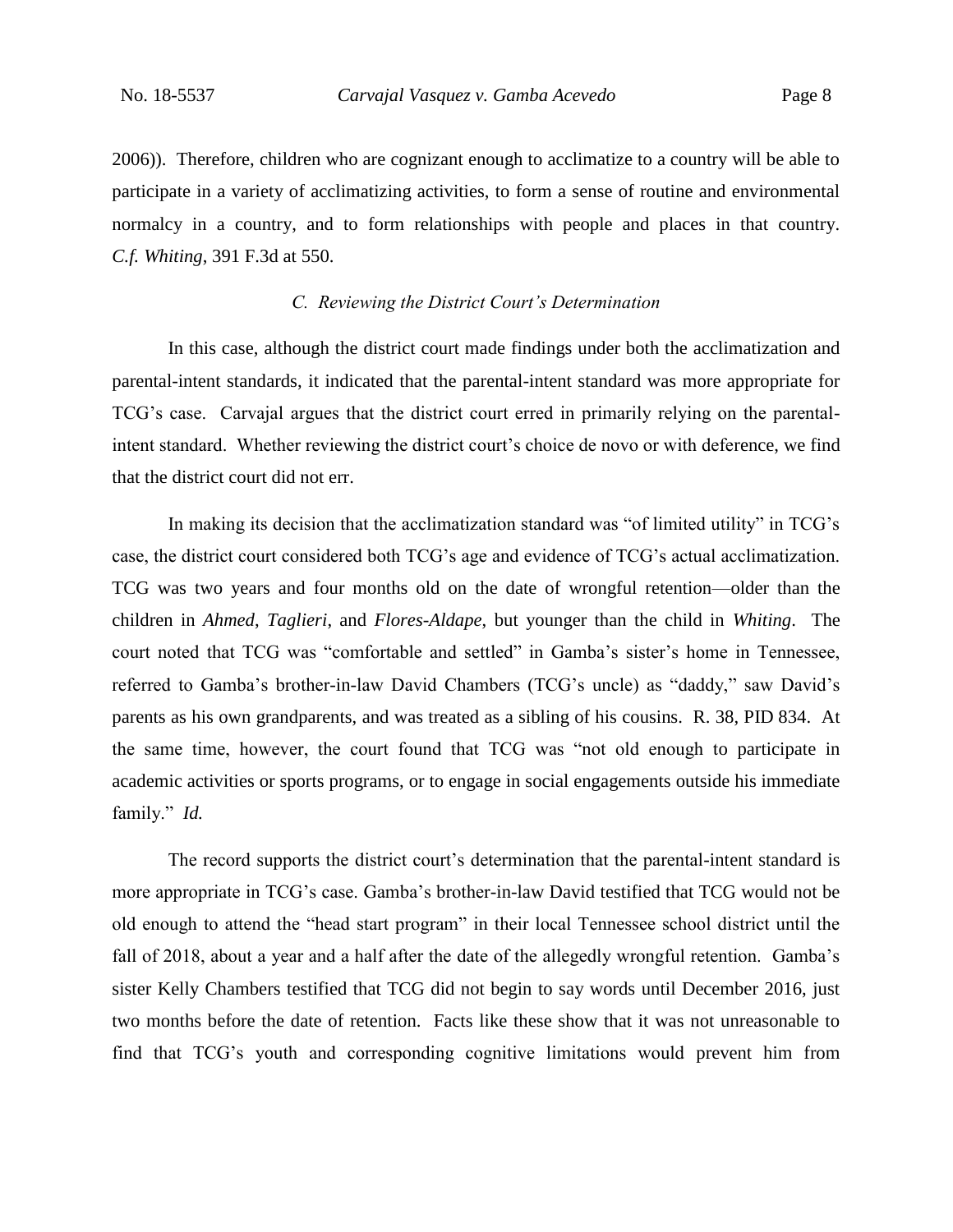2006)). Therefore, children who are cognizant enough to acclimatize to a country will be able to participate in a variety of acclimatizing activities, to form a sense of routine and environmental normalcy in a country, and to form relationships with people and places in that country. *C.f. Whiting*, 391 F.3d at 550.

### *C. Reviewing the District Court's Determination*

In this case, although the district court made findings under both the acclimatization and parental-intent standards, it indicated that the parental-intent standard was more appropriate for TCG's case. Carvajal argues that the district court erred in primarily relying on the parental-intent standard. Whether reviewing the district court's choice de novo or with deference, we find that the district court did not err.

In making its decision that the acclimatization standard was "of limited utility" in TCG's case, the district court considered both TCG's age and evidence of TCG's actual acclimatization. TCG was two years and four months old on the date of wrongful retention—older than the children in *Ahmed*, *Taglieri*, and *Flores-Aldape*, but younger than the child in *Whiting*. The court noted that TCG was "comfortable and settled" in Gamba's sister's home in Tennessee, referred to Gamba's brother-in-law David Chambers (TCG's uncle) as "daddy," saw David's parents as his own grandparents, and was treated as a sibling of his cousins. R. 38, PID 834. At the same time, however, the court found that TCG was "not old enough to participate in academic activities or sports programs, or to engage in social engagements outside his immediate family." *Id.*

The record supports the district court's determination that the parental-intent standard is more appropriate in TCG's case. Gamba's brother-in-law David testified that TCG would not be old enough to attend the "head start program" in their local Tennessee school district until the fall of 2018, about a year and a half after the date of the allegedly wrongful retention. Gamba's sister Kelly Chambers testified that TCG did not begin to say words until December 2016, just two months before the date of retention. Facts like these show that it was not unreasonable to find that TCG's youth and corresponding cognitive limitations would prevent him from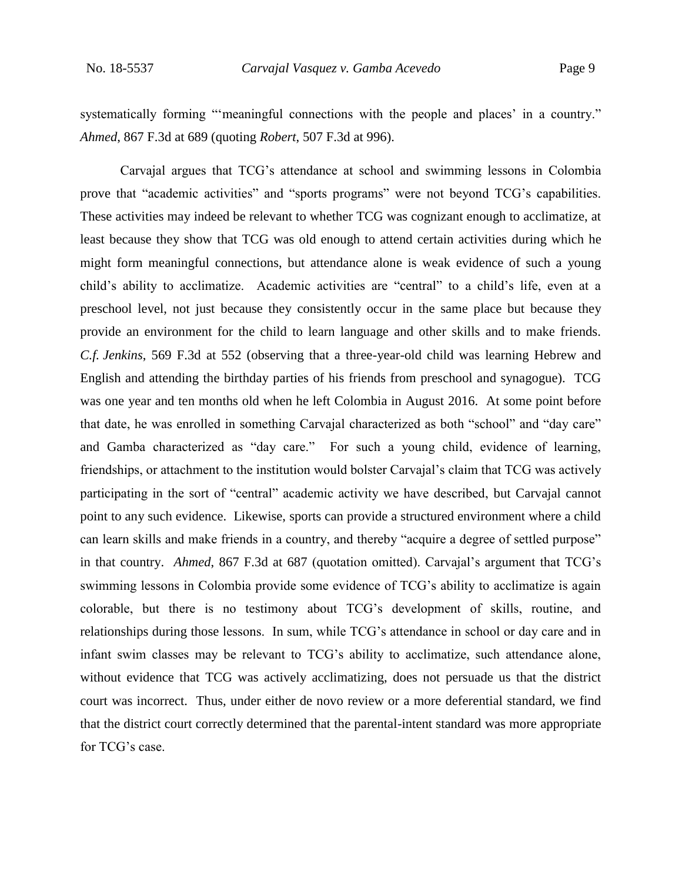systematically forming "'meaningful connections with the people and places' in a country." *Ahmed*, 867 F.3d at 689 (quoting *Robert*, 507 F.3d at 996).

Carvajal argues that TCG's attendance at school and swimming lessons in Colombia prove that "academic activities" and "sports programs" were not beyond TCG's capabilities. These activities may indeed be relevant to whether TCG was cognizant enough to acclimatize, at least because they show that TCG was old enough to attend certain activities during which he might form meaningful connections, but attendance alone is weak evidence of such a young child's ability to acclimatize. Academic activities are "central" to a child's life, even at a preschool level, not just because they consistently occur in the same place but because they provide an environment for the child to learn language and other skills and to make friends. *C.f. Jenkins*, 569 F.3d at 552 (observing that a three-year-old child was learning Hebrew and English and attending the birthday parties of his friends from preschool and synagogue). TCG was one year and ten months old when he left Colombia in August 2016. At some point before that date, he was enrolled in something Carvajal characterized as both "school" and "day care" and Gamba characterized as "day care." For such a young child, evidence of learning, friendships, or attachment to the institution would bolster Carvajal's claim that TCG was actively participating in the sort of "central" academic activity we have described, but Carvajal cannot point to any such evidence. Likewise, sports can provide a structured environment where a child can learn skills and make friends in a country, and thereby "acquire a degree of settled purpose" in that country. *Ahmed*, 867 F.3d at 687 (quotation omitted). Carvajal's argument that TCG's swimming lessons in Colombia provide some evidence of TCG's ability to acclimatize is again colorable, but there is no testimony about TCG's development of skills, routine, and relationships during those lessons. In sum, while TCG's attendance in school or day care and in infant swim classes may be relevant to TCG's ability to acclimatize, such attendance alone, without evidence that TCG was actively acclimatizing, does not persuade us that the district court was incorrect. Thus, under either de novo review or a more deferential standard, we find that the district court correctly determined that the parental-intent standard was more appropriate for TCG's case.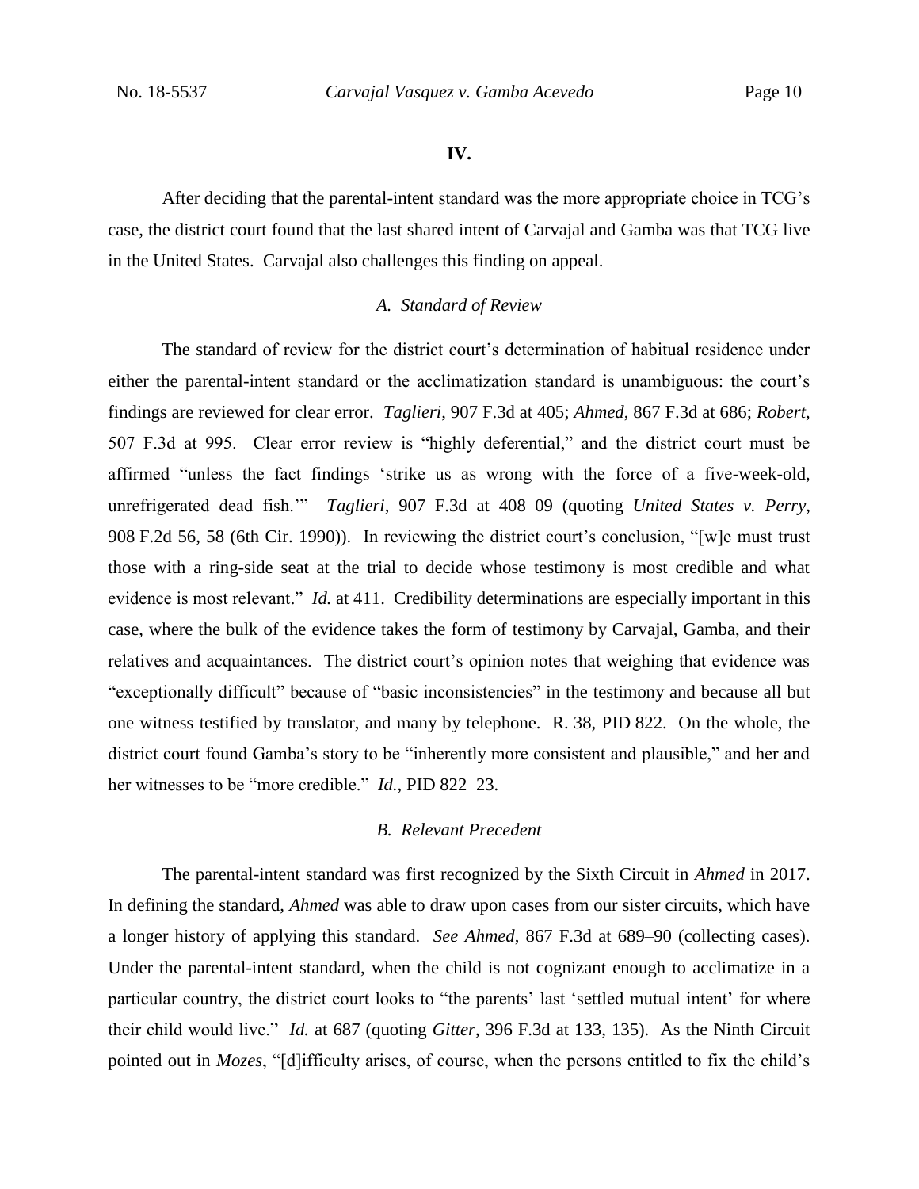## IV.

After deciding that the parental-intent standard was the more appropriate choice in TCG's case, the district court found that the last shared intent of Carvajal and Gamba was that TCG live in the United States. Carvajal also challenges this finding on appeal.

### *A. Standard of Review*

The standard of review for the district court's determination of habitual residence under either the parental-intent standard or the acclimatization standard is unambiguous: the court's findings are reviewed for clear error. *Taglieri*, 907 F.3d at 405; *Ahmed*, 867 F.3d at 686; *Robert*, 507 F.3d at 995. Clear error review is "highly deferential," and the district court must be affirmed "unless the fact findings 'strike us as wrong with the force of a five-week-old, unrefrigerated dead fish.'" *Taglieri*, 907 F.3d at 408–09 (quoting *United States v. Perry*, 908 F.2d 56, 58 (6th Cir. 1990)). In reviewing the district court's conclusion, "[w]e must trust those with a ring-side seat at the trial to decide whose testimony is most credible and what evidence is most relevant." *Id.* at 411. Credibility determinations are especially important in this case, where the bulk of the evidence takes the form of testimony by Carvajal, Gamba, and their relatives and acquaintances. The district court's opinion notes that weighing that evidence was "exceptionally difficult" because of "basic inconsistencies" in the testimony and because all but one witness testified by translator, and many by telephone. R. 38, PID 822. On the whole, the district court found Gamba's story to be "inherently more consistent and plausible," and her and her witnesses to be "more credible." *Id.*, PID 822–23.

### *B. Relevant Precedent*

The parental-intent standard was first recognized by the Sixth Circuit in *Ahmed* in 2017. In defining the standard, *Ahmed* was able to draw upon cases from our sister circuits, which have a longer history of applying this standard. *See Ahmed*, 867 F.3d at 689–90 (collecting cases). Under the parental-intent standard, when the child is not cognizant enough to acclimatize in a particular country, the district court looks to "the parents' last 'settled mutual intent' for where their child would live." *Id.* at 687 (quoting *Gitter*, 396 F.3d at 133, 135). As the Ninth Circuit pointed out in *Mozes*, "[d]ifficulty arises, of course, when the persons entitled to fix the child's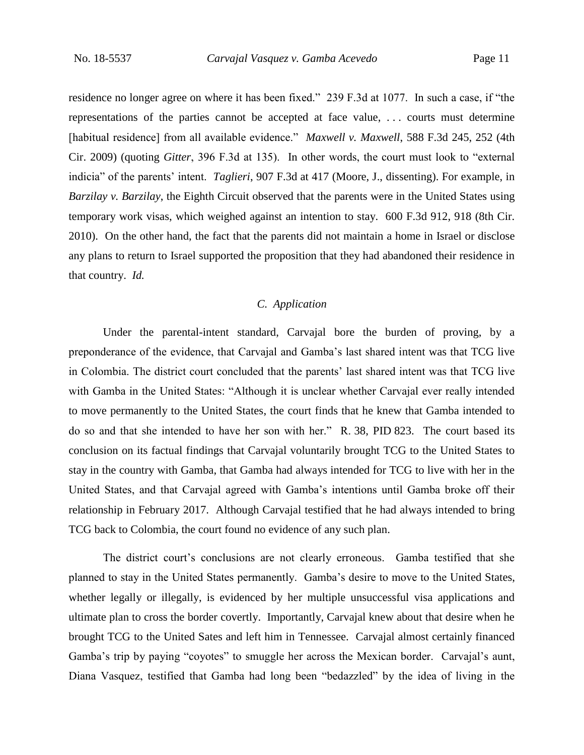residence no longer agree on where it has been fixed." 239 F.3d at 1077. In such a case, if "the representations of the parties cannot be accepted at face value, . . . courts must determine [habitual residence] from all available evidence." *Maxwell v. Maxwell*, 588 F.3d 245, 252 (4th Cir. 2009) (quoting *Gitter*, 396 F.3d at 135). In other words, the court must look to "external indicia" of the parents' intent. *Taglieri*, 907 F.3d at 417 (Moore, J., dissenting). For example, in *Barzilay v. Barzilay*, the Eighth Circuit observed that the parents were in the United States using temporary work visas, which weighed against an intention to stay. 600 F.3d 912, 918 (8th Cir. 2010). On the other hand, the fact that the parents did not maintain a home in Israel or disclose any plans to return to Israel supported the proposition that they had abandoned their residence in that country. *Id.*

### *C. Application*

Under the parental-intent standard, Carvajal bore the burden of proving, by a preponderance of the evidence, that Carvajal and Gamba's last shared intent was that TCG live in Colombia. The district court concluded that the parents' last shared intent was that TCG live with Gamba in the United States: "Although it is unclear whether Carvajal ever really intended to move permanently to the United States, the court finds that he knew that Gamba intended to do so and that she intended to have her son with her." R. 38, PID 823. The court based its conclusion on its factual findings that Carvajal voluntarily brought TCG to the United States to stay in the country with Gamba, that Gamba had always intended for TCG to live with her in the United States, and that Carvajal agreed with Gamba's intentions until Gamba broke off their relationship in February 2017. Although Carvajal testified that he had always intended to bring TCG back to Colombia, the court found no evidence of any such plan.

The district court's conclusions are not clearly erroneous. Gamba testified that she planned to stay in the United States permanently. Gamba's desire to move to the United States, whether legally or illegally, is evidenced by her multiple unsuccessful visa applications and ultimate plan to cross the border covertly. Importantly, Carvajal knew about that desire when he brought TCG to the United Sates and left him in Tennessee. Carvajal almost certainly financed Gamba's trip by paying "coyotes" to smuggle her across the Mexican border. Carvajal's aunt, Diana Vasquez, testified that Gamba had long been "bedazzled" by the idea of living in the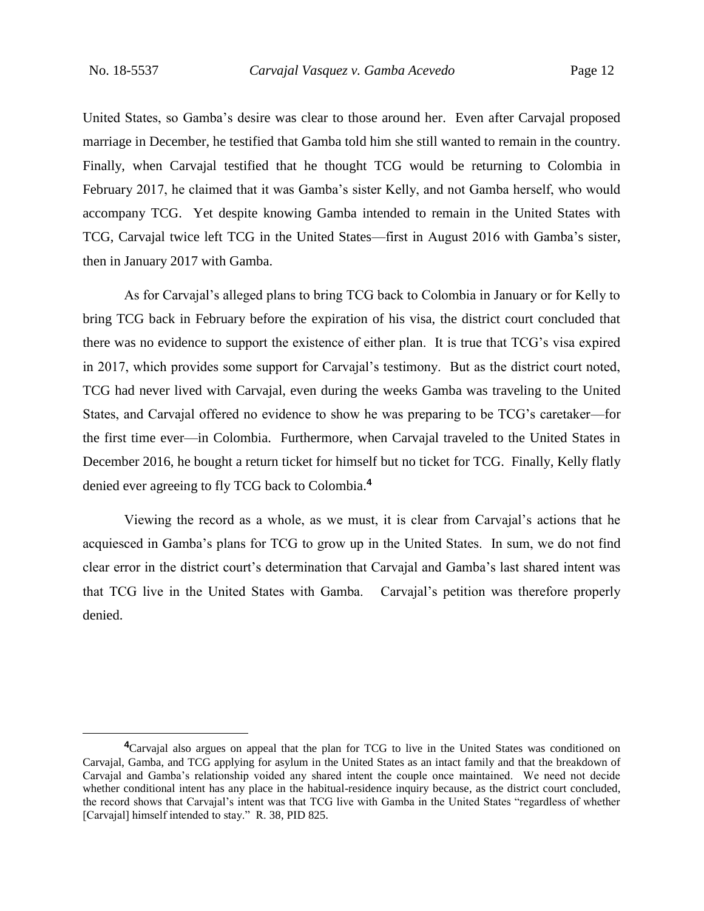United States, so Gamba's desire was clear to those around her. Even after Carvajal proposed marriage in December, he testified that Gamba told him she still wanted to remain in the country. Finally, when Carvajal testified that he thought TCG would be returning to Colombia in February 2017, he claimed that it was Gamba's sister Kelly, and not Gamba herself, who would accompany TCG. Yet despite knowing Gamba intended to remain in the United States with TCG, Carvajal twice left TCG in the United States—first in August 2016 with Gamba's sister, then in January 2017 with Gamba.

As for Carvajal's alleged plans to bring TCG back to Colombia in January or for Kelly to bring TCG back in February before the expiration of his visa, the district court concluded that there was no evidence to support the existence of either plan. It is true that TCG's visa expired in 2017, which provides some support for Carvajal's testimony. But as the district court noted, TCG had never lived with Carvajal, even during the weeks Gamba was traveling to the United States, and Carvajal offered no evidence to show he was preparing to be TCG's caretaker—for the first time ever—in Colombia. Furthermore, when Carvajal traveled to the United States in December 2016, he bought a return ticket for himself but no ticket for TCG. Finally, Kelly flatly denied ever agreeing to fly TCG back to Colombia.[4]

Viewing the record as a whole, as we must, it is clear from Carvajal's actions that he acquiesced in Gamba's plans for TCG to grow up in the United States. In sum, we do not find clear error in the district court's determination that Carvajal and Gamba's last shared intent was that TCG live in the United States with Gamba. Carvajal's petition was therefore properly denied.

---

[4]Carvajal also argues on appeal that the plan for TCG to live in the United States was conditioned on Carvajal, Gamba, and TCG applying for asylum in the United States as an intact family and that the breakdown of Carvajal and Gamba's relationship voided any shared intent the couple once maintained. We need not decide whether conditional intent has any place in the habitual-residence inquiry because, as the district court concluded, the record shows that Carvajal's intent was that TCG live with Gamba in the United States "regardless of whether [Carvajal] himself intended to stay." R. 38, PID 825.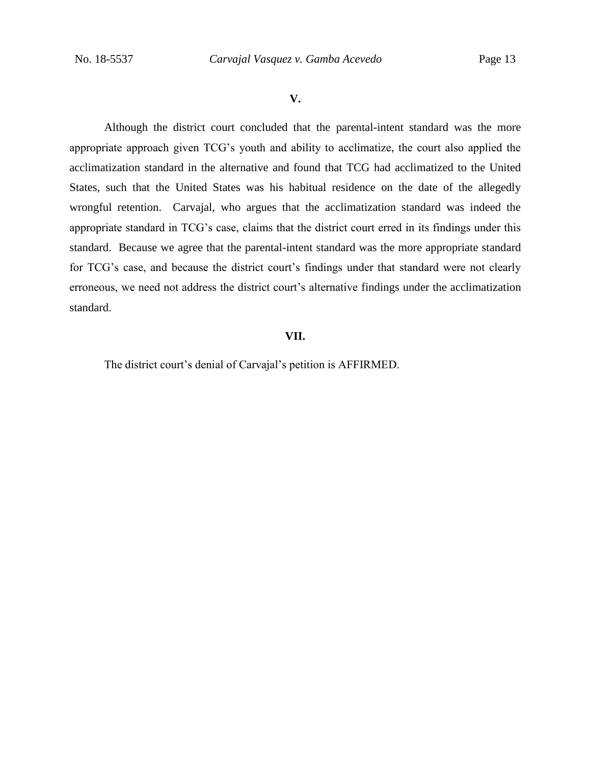## V.

Although the district court concluded that the parental-intent standard was the more appropriate approach given TCG's youth and ability to acclimatize, the court also applied the acclimatization standard in the alternative and found that TCG had acclimatized to the United States, such that the United States was his habitual residence on the date of the allegedly wrongful retention. Carvajal, who argues that the acclimatization standard was indeed the appropriate standard in TCG's case, claims that the district court erred in its findings under this standard. Because we agree that the parental-intent standard was the more appropriate standard for TCG's case, and because the district court's findings under that standard were not clearly erroneous, we need not address the district court's alternative findings under the acclimatization standard.

## VII.

The district court's denial of Carvajal's petition is AFFIRMED.